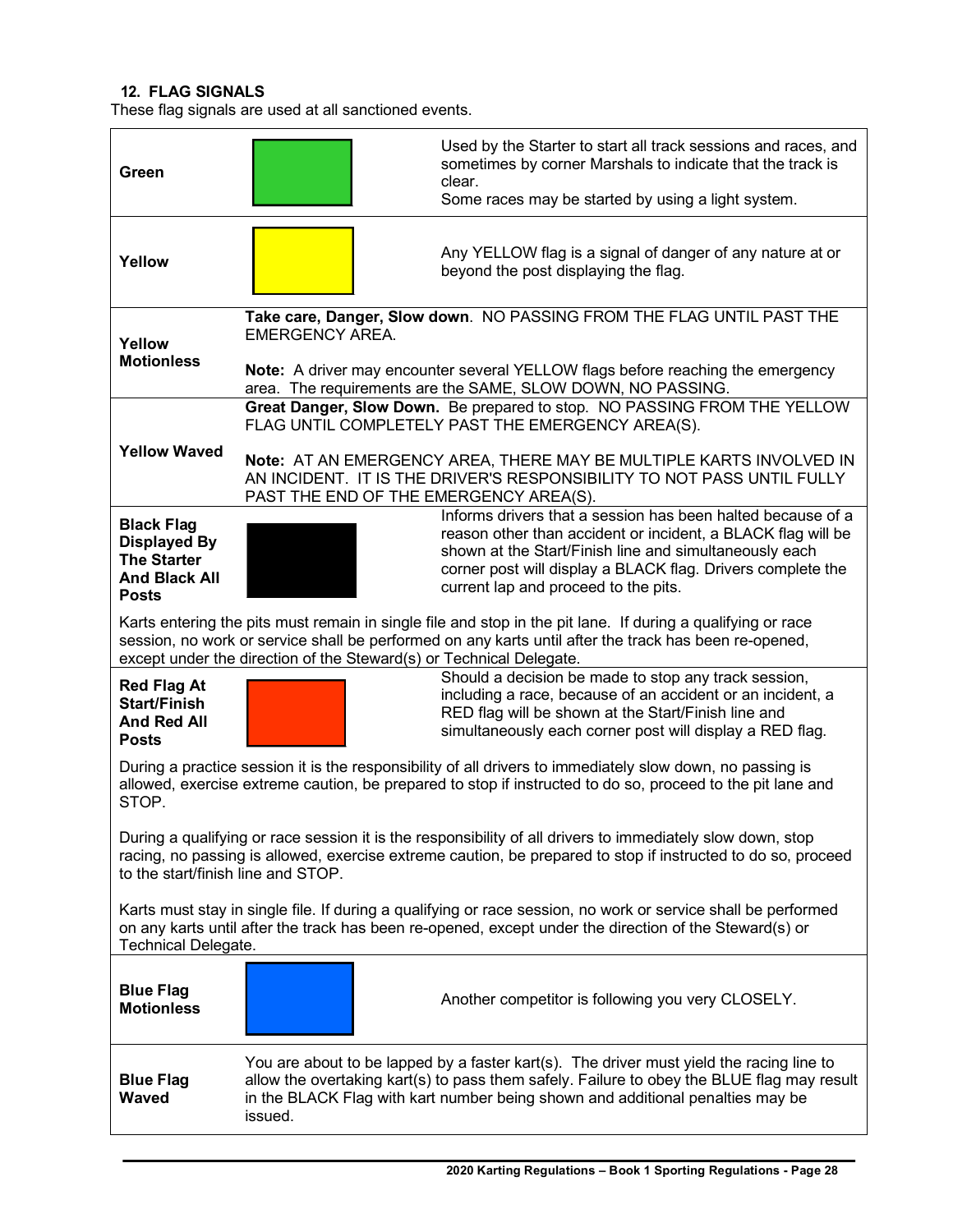### 12. FLAG SIGNALS

These flag signals are used at all sanctioned events.

| Flag | Description |
|---|---|
| **Green** | Used by the Starter to start all track sessions and races, and sometimes by corner Marshals to indicate that the track is clear.<br>Some races may be started by using a light system. |
| **Yellow** | Any YELLOW flag is a signal of danger of any nature at or beyond the post displaying the flag. |
| **Yellow Motionless** | **Take care, Danger, Slow down**. NO PASSING FROM THE FLAG UNTIL PAST THE EMERGENCY AREA.<br><br>**Note:** A driver may encounter several YELLOW flags before reaching the emergency area. The requirements are the SAME, SLOW DOWN, NO PASSING. |
| **Yellow Waved** | **Great Danger, Slow Down.** Be prepared to stop. NO PASSING FROM THE YELLOW FLAG UNTIL COMPLETELY PAST THE EMERGENCY AREA(S).<br><br>**Note:** AT AN EMERGENCY AREA, THERE MAY BE MULTIPLE KARTS INVOLVED IN AN INCIDENT. IT IS THE DRIVER'S RESPONSIBILITY TO NOT PASS UNTIL FULLY PAST THE END OF THE EMERGENCY AREA(S). |
| **Black Flag Displayed By The Starter And Black All Posts** | Informs drivers that a session has been halted because of a reason other than accident or incident, a BLACK flag will be shown at the Start/Finish line and simultaneously each corner post will display a BLACK flag. Drivers complete the current lap and proceed to the pits.<br><br>Karts entering the pits must remain in single file and stop in the pit lane. If during a qualifying or race session, no work or service shall be performed on any karts until after the track has been re-opened, except under the direction of the Steward(s) or Technical Delegate. |
| **Red Flag At Start/Finish And Red All Posts** | Should a decision be made to stop any track session, including a race, because of an accident or an incident, a RED flag will be shown at the Start/Finish line and simultaneously each corner post will display a RED flag.<br><br>During a practice session it is the responsibility of all drivers to immediately slow down, no passing is allowed, exercise extreme caution, be prepared to stop if instructed to do so, proceed to the pit lane and STOP.<br><br>During a qualifying or race session it is the responsibility of all drivers to immediately slow down, stop racing, no passing is allowed, exercise extreme caution, be prepared to stop if instructed to do so, proceed to the start/finish line and STOP.<br><br>Karts must stay in single file. If during a qualifying or race session, no work or service shall be performed on any karts until after the track has been re-opened, except under the direction of the Steward(s) or Technical Delegate. |
| **Blue Flag Motionless** | Another competitor is following you very CLOSELY. |
| **Blue Flag Waved** | You are about to be lapped by a faster kart(s). The driver must yield the racing line to allow the overtaking kart(s) to pass them safely. Failure to obey the BLUE flag may result in the BLACK Flag with kart number being shown and additional penalties may be issued. |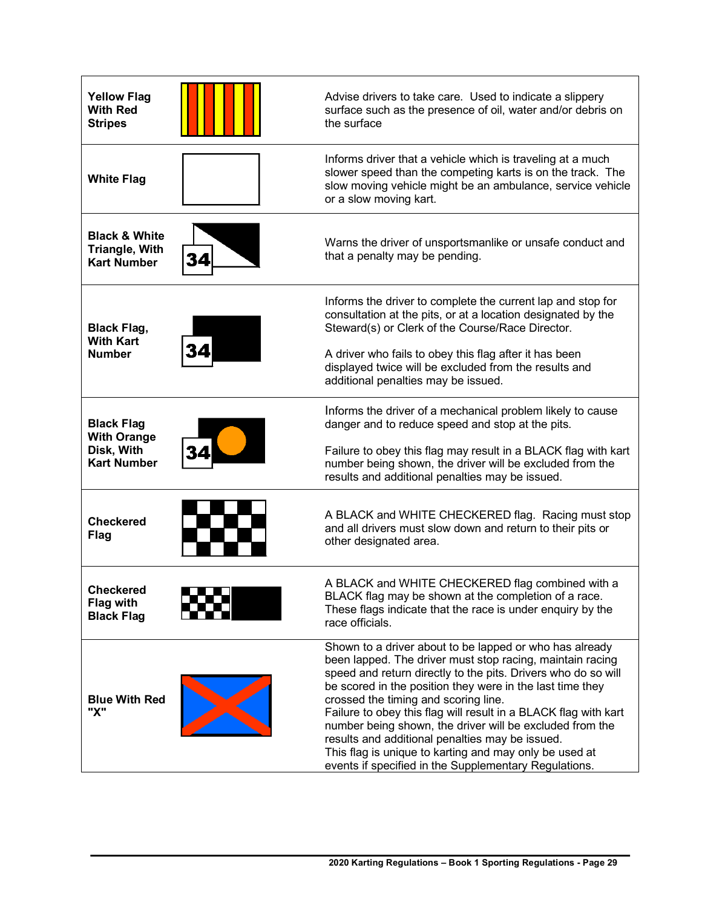| | | |
|---|---|---|
| **Yellow Flag With Red Stripes** | | Advise drivers to take care. Used to indicate a slippery surface such as the presence of oil, water and/or debris on the surface |
| **White Flag** | | Informs driver that a vehicle which is traveling at a much slower speed than the competing karts is on the track. The slow moving vehicle might be an ambulance, service vehicle or a slow moving kart. |
| **Black & White Triangle, With Kart Number** | 34 | Warns the driver of unsportsmanlike or unsafe conduct and that a penalty may be pending. |
| **Black Flag, With Kart Number** | 34 | Informs the driver to complete the current lap and stop for consultation at the pits, or at a location designated by the Steward(s) or Clerk of the Course/Race Director.<br><br>A driver who fails to obey this flag after it has been displayed twice will be excluded from the results and additional penalties may be issued. |
| **Black Flag With Orange Disk, With Kart Number** | 34 | Informs the driver of a mechanical problem likely to cause danger and to reduce speed and stop at the pits.<br><br>Failure to obey this flag may result in a BLACK flag with kart number being shown, the driver will be excluded from the results and additional penalties may be issued. |
| **Checkered Flag** | | A BLACK and WHITE CHECKERED flag. Racing must stop and all drivers must slow down and return to their pits or other designated area. |
| **Checkered Flag with Black Flag** | | A BLACK and WHITE CHECKERED flag combined with a BLACK flag may be shown at the completion of a race. These flags indicate that the race is under enquiry by the race officials. |
| **Blue With Red "X"** | | Shown to a driver about to be lapped or who has already been lapped. The driver must stop racing, maintain racing speed and return directly to the pits. Drivers who do so will be scored in the position they were in the last time they crossed the timing and scoring line.<br>Failure to obey this flag will result in a BLACK flag with kart number being shown, the driver will be excluded from the results and additional penalties may be issued.<br>This flag is unique to karting and may only be used at events if specified in the Supplementary Regulations. |